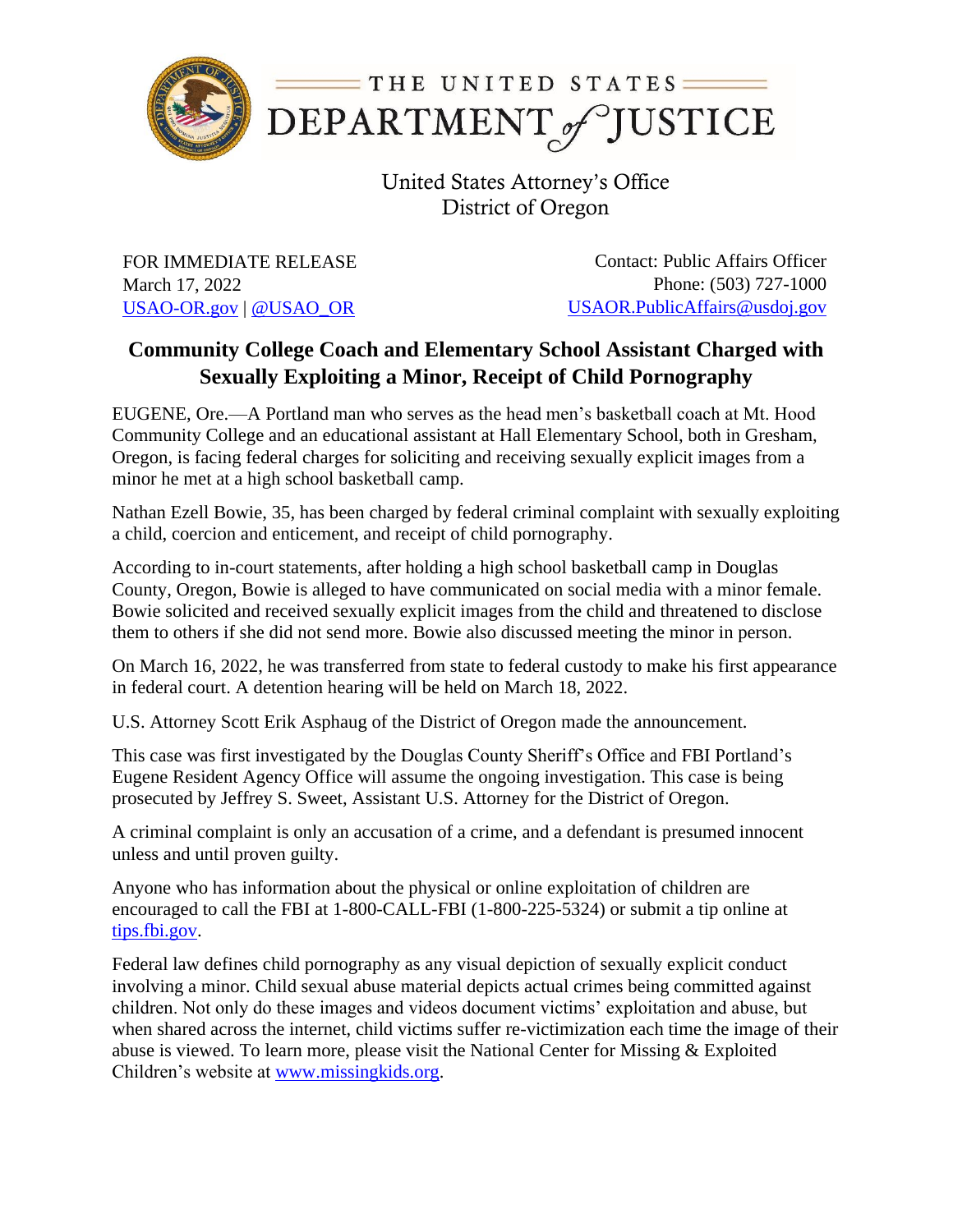THE UNITED STATES DEPARTMENT of JUSTICE

United States Attorney's Office
District of Oregon

FOR IMMEDIATE RELEASE
March 17, 2022
USAO-OR.gov | @USAO_OR

Contact: Public Affairs Officer
Phone: (503) 727-1000
USAOR.PublicAffairs@usdoj.gov

## Community College Coach and Elementary School Assistant Charged with Sexually Exploiting a Minor, Receipt of Child Pornography

EUGENE, Ore.—A Portland man who serves as the head men's basketball coach at Mt. Hood Community College and an educational assistant at Hall Elementary School, both in Gresham, Oregon, is facing federal charges for soliciting and receiving sexually explicit images from a minor he met at a high school basketball camp.

Nathan Ezell Bowie, 35, has been charged by federal criminal complaint with sexually exploiting a child, coercion and enticement, and receipt of child pornography.

According to in-court statements, after holding a high school basketball camp in Douglas County, Oregon, Bowie is alleged to have communicated on social media with a minor female. Bowie solicited and received sexually explicit images from the child and threatened to disclose them to others if she did not send more. Bowie also discussed meeting the minor in person.

On March 16, 2022, he was transferred from state to federal custody to make his first appearance in federal court. A detention hearing will be held on March 18, 2022.

U.S. Attorney Scott Erik Asphaug of the District of Oregon made the announcement.

This case was first investigated by the Douglas County Sheriff's Office and FBI Portland's Eugene Resident Agency Office will assume the ongoing investigation. This case is being prosecuted by Jeffrey S. Sweet, Assistant U.S. Attorney for the District of Oregon.

A criminal complaint is only an accusation of a crime, and a defendant is presumed innocent unless and until proven guilty.

Anyone who has information about the physical or online exploitation of children are encouraged to call the FBI at 1-800-CALL-FBI (1-800-225-5324) or submit a tip online at tips.fbi.gov.

Federal law defines child pornography as any visual depiction of sexually explicit conduct involving a minor. Child sexual abuse material depicts actual crimes being committed against children. Not only do these images and videos document victims' exploitation and abuse, but when shared across the internet, child victims suffer re-victimization each time the image of their abuse is viewed. To learn more, please visit the National Center for Missing & Exploited Children's website at www.missingkids.org.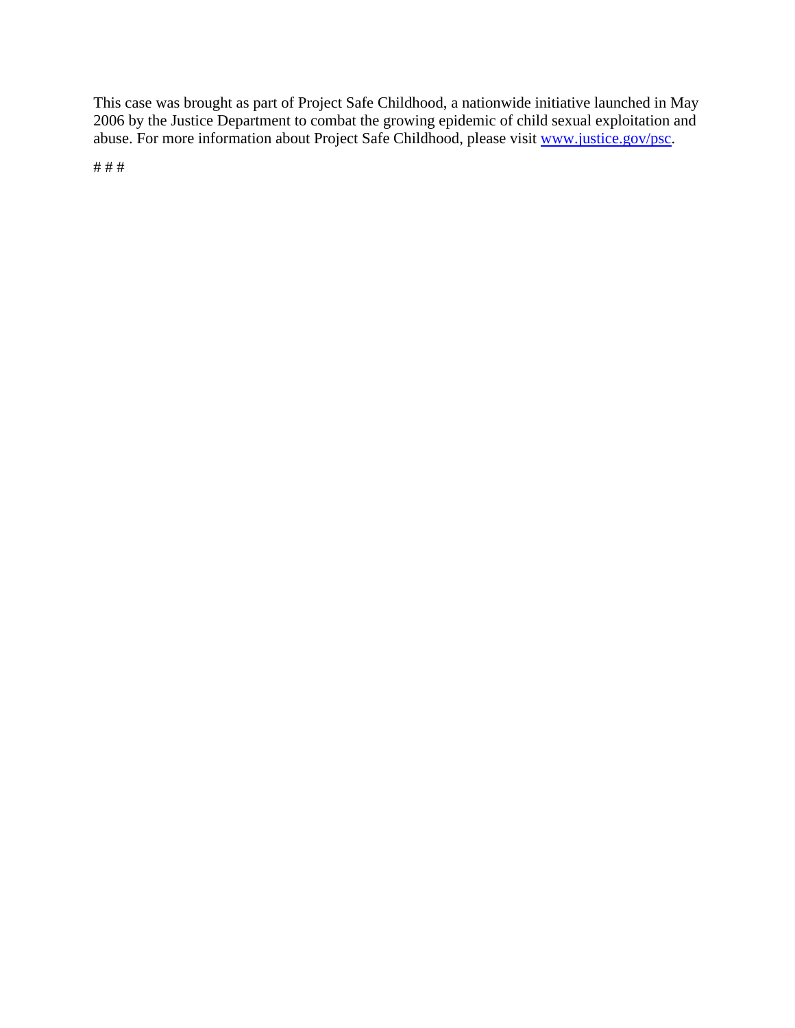This case was brought as part of Project Safe Childhood, a nationwide initiative launched in May 2006 by the Justice Department to combat the growing epidemic of child sexual exploitation and abuse. For more information about Project Safe Childhood, please visit [www.justice.gov/psc](http://www.justice.gov/psc).

# # #